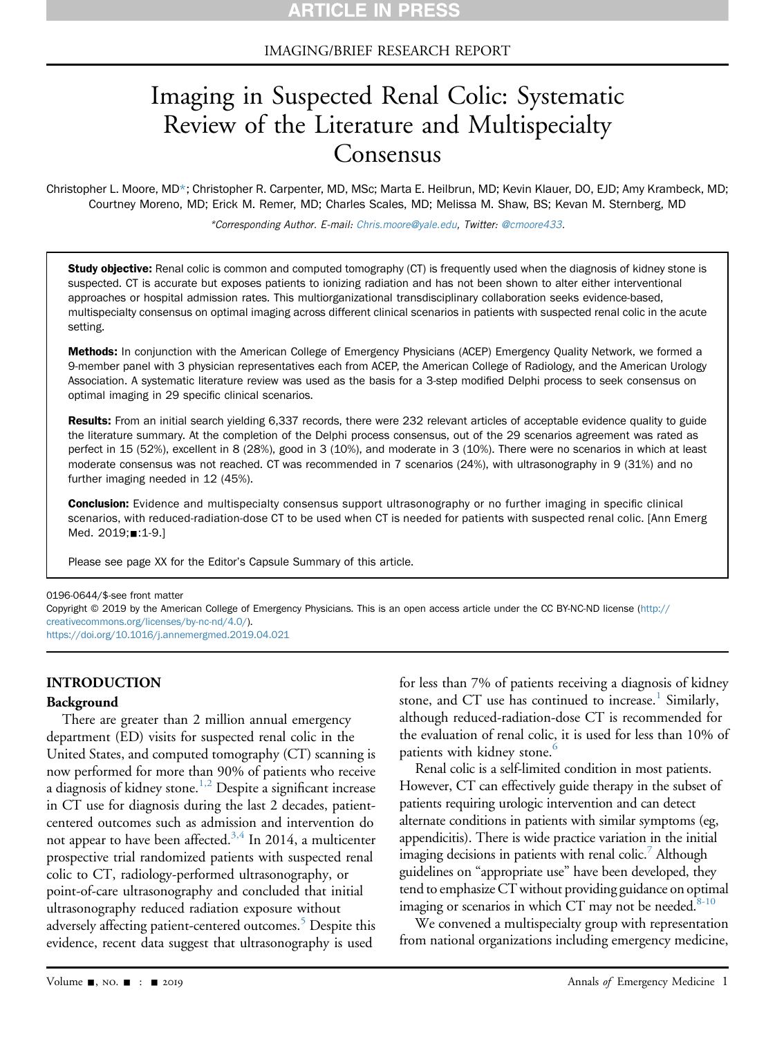IMAGING/BRIEF RESEARCH REPORT

# Imaging in Suspected Renal Colic: Systematic Review of the Literature and Multispecialty Consensus

Christopher L. Moore, MD*; Christopher R. Carpenter, MD, MSc; Marta E. Heilbrun, MD; Kevin Klauer, DO, EJD; Amy Krambeck, MD; Courtney Moreno, MD; Erick M. Remer, MD; Charles Scales, MD; Melissa M. Shaw, BS; Kevan M. Sternberg, MD

*Corresponding Author. E-mail: Chris.moore@yale.edu, Twitter: @cmoore433.

**Study objective:** Renal colic is common and computed tomography (CT) is frequently used when the diagnosis of kidney stone is suspected. CT is accurate but exposes patients to ionizing radiation and has not been shown to alter either interventional approaches or hospital admission rates. This multiorganizational transdisciplinary collaboration seeks evidence-based, multispecialty consensus on optimal imaging across different clinical scenarios in patients with suspected renal colic in the acute setting.

**Methods:** In conjunction with the American College of Emergency Physicians (ACEP) Emergency Quality Network, we formed a 9-member panel with 3 physician representatives each from ACEP, the American College of Radiology, and the American Urology Association. A systematic literature review was used as the basis for a 3-step modified Delphi process to seek consensus on optimal imaging in 29 specific clinical scenarios.

**Results:** From an initial search yielding 6,337 records, there were 232 relevant articles of acceptable evidence quality to guide the literature summary. At the completion of the Delphi process consensus, out of the 29 scenarios agreement was rated as perfect in 15 (52%), excellent in 8 (28%), good in 3 (10%), and moderate in 3 (10%). There were no scenarios in which at least moderate consensus was not reached. CT was recommended in 7 scenarios (24%), with ultrasonography in 9 (31%) and no further imaging needed in 12 (45%).

**Conclusion:** Evidence and multispecialty consensus support ultrasonography or no further imaging in specific clinical scenarios, with reduced-radiation-dose CT to be used when CT is needed for patients with suspected renal colic. [Ann Emerg Med. 2019;■:1-9.]

Please see page XX for the Editor's Capsule Summary of this article.

0196-0644/$-see front matter
Copyright © 2019 by the American College of Emergency Physicians. This is an open access article under the CC BY-NC-ND license (http://creativecommons.org/licenses/by-nc-nd/4.0/).
https://doi.org/10.1016/j.annemergmed.2019.04.021

## INTRODUCTION

### Background

There are greater than 2 million annual emergency department (ED) visits for suspected renal colic in the United States, and computed tomography (CT) scanning is now performed for more than 90% of patients who receive a diagnosis of kidney stone.[1,2] Despite a significant increase in CT use for diagnosis during the last 2 decades, patient-centered outcomes such as admission and intervention do not appear to have been affected.[3,4] In 2014, a multicenter prospective trial randomized patients with suspected renal colic to CT, radiology-performed ultrasonography, or point-of-care ultrasonography and concluded that initial ultrasonography reduced radiation exposure without adversely affecting patient-centered outcomes.[5] Despite this evidence, recent data suggest that ultrasonography is used for less than 7% of patients receiving a diagnosis of kidney stone, and CT use has continued to increase.[1] Similarly, although reduced-radiation-dose CT is recommended for the evaluation of renal colic, it is used for less than 10% of patients with kidney stone.[6]

Renal colic is a self-limited condition in most patients. However, CT can effectively guide therapy in the subset of patients requiring urologic intervention and can detect alternate conditions in patients with similar symptoms (eg, appendicitis). There is wide practice variation in the initial imaging decisions in patients with renal colic.[7] Although guidelines on "appropriate use" have been developed, they tend to emphasize CT without providing guidance on optimal imaging or scenarios in which CT may not be needed.[8-10]

We convened a multispecialty group with representation from national organizations including emergency medicine,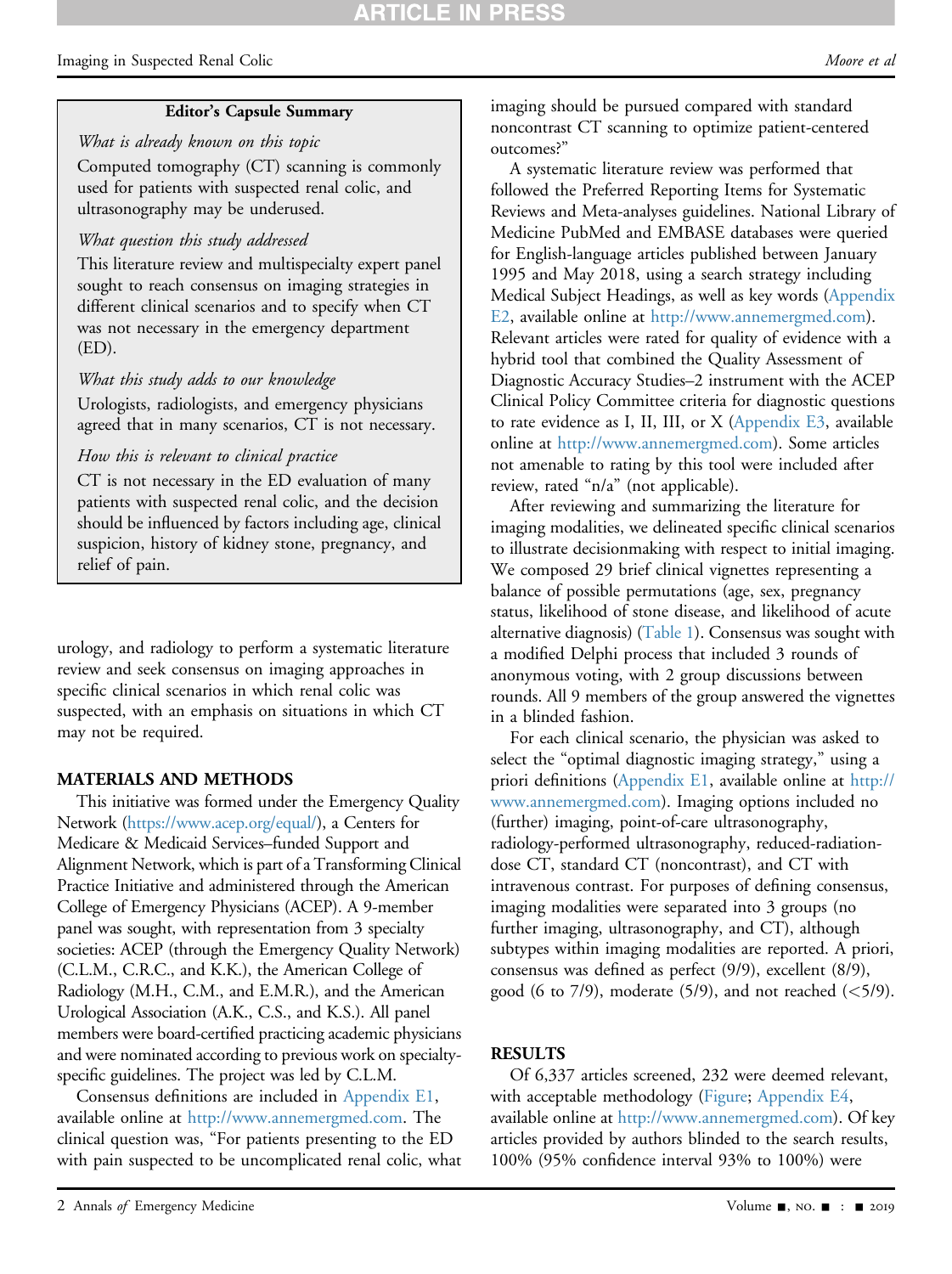**Editor's Capsule Summary**

*What is already known on this topic*

Computed tomography (CT) scanning is commonly used for patients with suspected renal colic, and ultrasonography may be underused.

*What question this study addressed*

This literature review and multispecialty expert panel sought to reach consensus on imaging strategies in different clinical scenarios and to specify when CT was not necessary in the emergency department (ED).

*What this study adds to our knowledge*

Urologists, radiologists, and emergency physicians agreed that in many scenarios, CT is not necessary.

*How this is relevant to clinical practice*

CT is not necessary in the ED evaluation of many patients with suspected renal colic, and the decision should be influenced by factors including age, clinical suspicion, history of kidney stone, pregnancy, and relief of pain.

urology, and radiology to perform a systematic literature review and seek consensus on imaging approaches in specific clinical scenarios in which renal colic was suspected, with an emphasis on situations in which CT may not be required.

## MATERIALS AND METHODS

This initiative was formed under the Emergency Quality Network (https://www.acep.org/equal/), a Centers for Medicare & Medicaid Services–funded Support and Alignment Network, which is part of a Transforming Clinical Practice Initiative and administered through the American College of Emergency Physicians (ACEP). A 9-member panel was sought, with representation from 3 specialty societies: ACEP (through the Emergency Quality Network) (C.L.M., C.R.C., and K.K.), the American College of Radiology (M.H., C.M., and E.M.R.), and the American Urological Association (A.K., C.S., and K.S.). All panel members were board-certified practicing academic physicians and were nominated according to previous work on specialty-specific guidelines. The project was led by C.L.M.

Consensus definitions are included in Appendix E1, available online at http://www.annemergmed.com. The clinical question was, "For patients presenting to the ED with pain suspected to be uncomplicated renal colic, what imaging should be pursued compared with standard noncontrast CT scanning to optimize patient-centered outcomes?"

A systematic literature review was performed that followed the Preferred Reporting Items for Systematic Reviews and Meta-analyses guidelines. National Library of Medicine PubMed and EMBASE databases were queried for English-language articles published between January 1995 and May 2018, using a search strategy including Medical Subject Headings, as well as key words (Appendix E2, available online at http://www.annemergmed.com). Relevant articles were rated for quality of evidence with a hybrid tool that combined the Quality Assessment of Diagnostic Accuracy Studies–2 instrument with the ACEP Clinical Policy Committee criteria for diagnostic questions to rate evidence as I, II, III, or X (Appendix E3, available online at http://www.annemergmed.com). Some articles not amenable to rating by this tool were included after review, rated "n/a" (not applicable).

After reviewing and summarizing the literature for imaging modalities, we delineated specific clinical scenarios to illustrate decisionmaking with respect to initial imaging. We composed 29 brief clinical vignettes representing a balance of possible permutations (age, sex, pregnancy status, likelihood of stone disease, and likelihood of acute alternative diagnosis) (Table 1). Consensus was sought with a modified Delphi process that included 3 rounds of anonymous voting, with 2 group discussions between rounds. All 9 members of the group answered the vignettes in a blinded fashion.

For each clinical scenario, the physician was asked to select the "optimal diagnostic imaging strategy," using a priori definitions (Appendix E1, available online at http://www.annemergmed.com). Imaging options included no (further) imaging, point-of-care ultrasonography, radiology-performed ultrasonography, reduced-radiation-dose CT, standard CT (noncontrast), and CT with intravenous contrast. For purposes of defining consensus, imaging modalities were separated into 3 groups (no further imaging, ultrasonography, and CT), although subtypes within imaging modalities are reported. A priori, consensus was defined as perfect (9/9), excellent (8/9), good (6 to 7/9), moderate (5/9), and not reached (<5/9).

## RESULTS

Of 6,337 articles screened, 232 were deemed relevant, with acceptable methodology (Figure; Appendix E4, available online at http://www.annemergmed.com). Of key articles provided by authors blinded to the search results, 100% (95% confidence interval 93% to 100%) were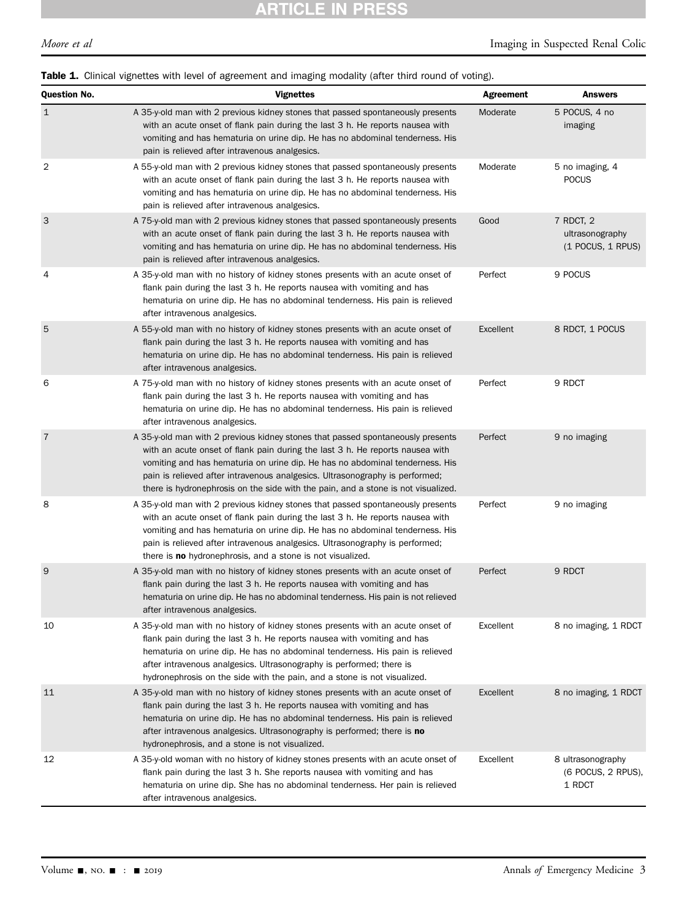**Table 1.** Clinical vignettes with level of agreement and imaging modality (after third round of voting).

| Question No. | Vignettes | Agreement | Answers |
|---|---|---|---|
| 1 | A 35-y-old man with 2 previous kidney stones that passed spontaneously presents with an acute onset of flank pain during the last 3 h. He reports nausea with vomiting and has hematuria on urine dip. He has no abdominal tenderness. His pain is relieved after intravenous analgesics. | Moderate | 5 POCUS, 4 no imaging |
| 2 | A 55-y-old man with 2 previous kidney stones that passed spontaneously presents with an acute onset of flank pain during the last 3 h. He reports nausea with vomiting and has hematuria on urine dip. He has no abdominal tenderness. His pain is relieved after intravenous analgesics. | Moderate | 5 no imaging, 4 POCUS |
| 3 | A 75-y-old man with 2 previous kidney stones that passed spontaneously presents with an acute onset of flank pain during the last 3 h. He reports nausea with vomiting and has hematuria on urine dip. He has no abdominal tenderness. His pain is relieved after intravenous analgesics. | Good | 7 RDCT, 2 ultrasonography (1 POCUS, 1 RPUS) |
| 4 | A 35-y-old man with no history of kidney stones presents with an acute onset of flank pain during the last 3 h. He reports nausea with vomiting and has hematuria on urine dip. He has no abdominal tenderness. His pain is relieved after intravenous analgesics. | Perfect | 9 POCUS |
| 5 | A 55-y-old man with no history of kidney stones presents with an acute onset of flank pain during the last 3 h. He reports nausea with vomiting and has hematuria on urine dip. He has no abdominal tenderness. His pain is relieved after intravenous analgesics. | Excellent | 8 RDCT, 1 POCUS |
| 6 | A 75-y-old man with no history of kidney stones presents with an acute onset of flank pain during the last 3 h. He reports nausea with vomiting and has hematuria on urine dip. He has no abdominal tenderness. His pain is relieved after intravenous analgesics. | Perfect | 9 RDCT |
| 7 | A 35-y-old man with 2 previous kidney stones that passed spontaneously presents with an acute onset of flank pain during the last 3 h. He reports nausea with vomiting and has hematuria on urine dip. He has no abdominal tenderness. His pain is relieved after intravenous analgesics. Ultrasonography is performed; there is hydronephrosis on the side with the pain, and a stone is not visualized. | Perfect | 9 no imaging |
| 8 | A 35-y-old man with 2 previous kidney stones that passed spontaneously presents with an acute onset of flank pain during the last 3 h. He reports nausea with vomiting and has hematuria on urine dip. He has no abdominal tenderness. His pain is relieved after intravenous analgesics. Ultrasonography is performed; there is **no** hydronephrosis, and a stone is not visualized. | Perfect | 9 no imaging |
| 9 | A 35-y-old man with no history of kidney stones presents with an acute onset of flank pain during the last 3 h. He reports nausea with vomiting and has hematuria on urine dip. He has no abdominal tenderness. His pain is not relieved after intravenous analgesics. | Perfect | 9 RDCT |
| 10 | A 35-y-old man with no history of kidney stones presents with an acute onset of flank pain during the last 3 h. He reports nausea with vomiting and has hematuria on urine dip. He has no abdominal tenderness. His pain is relieved after intravenous analgesics. Ultrasonography is performed; there is hydronephrosis on the side with the pain, and a stone is not visualized. | Excellent | 8 no imaging, 1 RDCT |
| 11 | A 35-y-old man with no history of kidney stones presents with an acute onset of flank pain during the last 3 h. He reports nausea with vomiting and has hematuria on urine dip. He has no abdominal tenderness. His pain is relieved after intravenous analgesics. Ultrasonography is performed; there is **no** hydronephrosis, and a stone is not visualized. | Excellent | 8 no imaging, 1 RDCT |
| 12 | A 35-y-old woman with no history of kidney stones presents with an acute onset of flank pain during the last 3 h. She reports nausea with vomiting and has hematuria on urine dip. She has no abdominal tenderness. Her pain is relieved after intravenous analgesics. | Excellent | 8 ultrasonography (6 POCUS, 2 RPUS), 1 RDCT |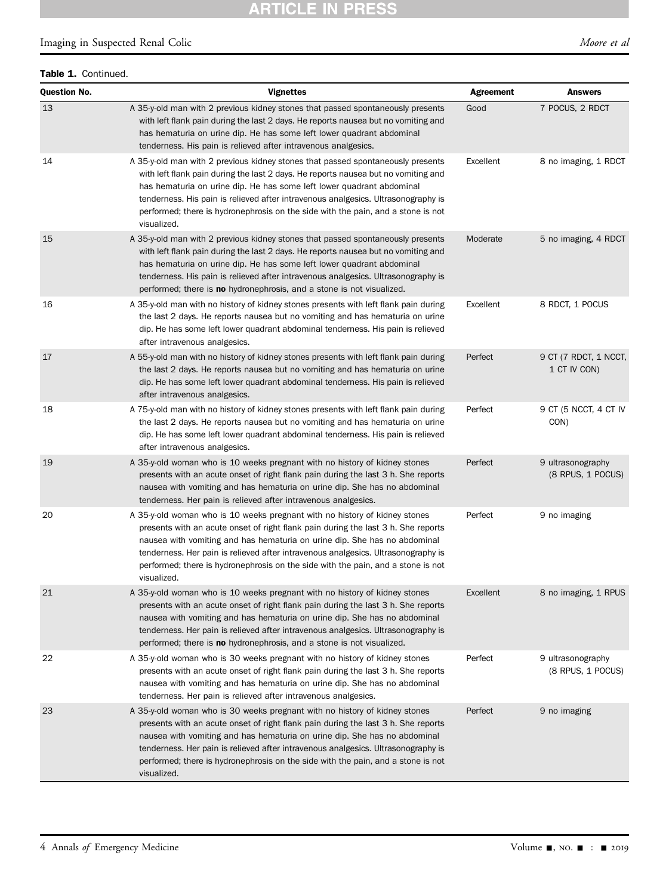**Table 1.** Continued.

| Question No. | Vignettes | Agreement | Answers |
|---|---|---|---|
| 13 | A 35-y-old man with 2 previous kidney stones that passed spontaneously presents with left flank pain during the last 2 days. He reports nausea but no vomiting and has hematuria on urine dip. He has some left lower quadrant abdominal tenderness. His pain is relieved after intravenous analgesics. | Good | 7 POCUS, 2 RDCT |
| 14 | A 35-y-old man with 2 previous kidney stones that passed spontaneously presents with left flank pain during the last 2 days. He reports nausea but no vomiting and has hematuria on urine dip. He has some left lower quadrant abdominal tenderness. His pain is relieved after intravenous analgesics. Ultrasonography is performed; there is hydronephrosis on the side with the pain, and a stone is not visualized. | Excellent | 8 no imaging, 1 RDCT |
| 15 | A 35-y-old man with 2 previous kidney stones that passed spontaneously presents with left flank pain during the last 2 days. He reports nausea but no vomiting and has hematuria on urine dip. He has some left lower quadrant abdominal tenderness. His pain is relieved after intravenous analgesics. Ultrasonography is performed; there is **no** hydronephrosis, and a stone is not visualized. | Moderate | 5 no imaging, 4 RDCT |
| 16 | A 35-y-old man with no history of kidney stones presents with left flank pain during the last 2 days. He reports nausea but no vomiting and has hematuria on urine dip. He has some left lower quadrant abdominal tenderness. His pain is relieved after intravenous analgesics. | Excellent | 8 RDCT, 1 POCUS |
| 17 | A 55-y-old man with no history of kidney stones presents with left flank pain during the last 2 days. He reports nausea but no vomiting and has hematuria on urine dip. He has some left lower quadrant abdominal tenderness. His pain is relieved after intravenous analgesics. | Perfect | 9 CT (7 RDCT, 1 NCCT, 1 CT IV CON) |
| 18 | A 75-y-old man with no history of kidney stones presents with left flank pain during the last 2 days. He reports nausea but no vomiting and has hematuria on urine dip. He has some left lower quadrant abdominal tenderness. His pain is relieved after intravenous analgesics. | Perfect | 9 CT (5 NCCT, 4 CT IV CON) |
| 19 | A 35-y-old woman who is 10 weeks pregnant with no history of kidney stones presents with an acute onset of right flank pain during the last 3 h. She reports nausea with vomiting and has hematuria on urine dip. She has no abdominal tenderness. Her pain is relieved after intravenous analgesics. | Perfect | 9 ultrasonography (8 RPUS, 1 POCUS) |
| 20 | A 35-y-old woman who is 10 weeks pregnant with no history of kidney stones presents with an acute onset of right flank pain during the last 3 h. She reports nausea with vomiting and has hematuria on urine dip. She has no abdominal tenderness. Her pain is relieved after intravenous analgesics. Ultrasonography is performed; there is hydronephrosis on the side with the pain, and a stone is not visualized. | Perfect | 9 no imaging |
| 21 | A 35-y-old woman who is 10 weeks pregnant with no history of kidney stones presents with an acute onset of right flank pain during the last 3 h. She reports nausea with vomiting and has hematuria on urine dip. She has no abdominal tenderness. Her pain is relieved after intravenous analgesics. Ultrasonography is performed; there is **no** hydronephrosis, and a stone is not visualized. | Excellent | 8 no imaging, 1 RPUS |
| 22 | A 35-y-old woman who is 30 weeks pregnant with no history of kidney stones presents with an acute onset of right flank pain during the last 3 h. She reports nausea with vomiting and has hematuria on urine dip. She has no abdominal tenderness. Her pain is relieved after intravenous analgesics. | Perfect | 9 ultrasonography (8 RPUS, 1 POCUS) |
| 23 | A 35-y-old woman who is 30 weeks pregnant with no history of kidney stones presents with an acute onset of right flank pain during the last 3 h. She reports nausea with vomiting and has hematuria on urine dip. She has no abdominal tenderness. Her pain is relieved after intravenous analgesics. Ultrasonography is performed; there is hydronephrosis on the side with the pain, and a stone is not visualized. | Perfect | 9 no imaging |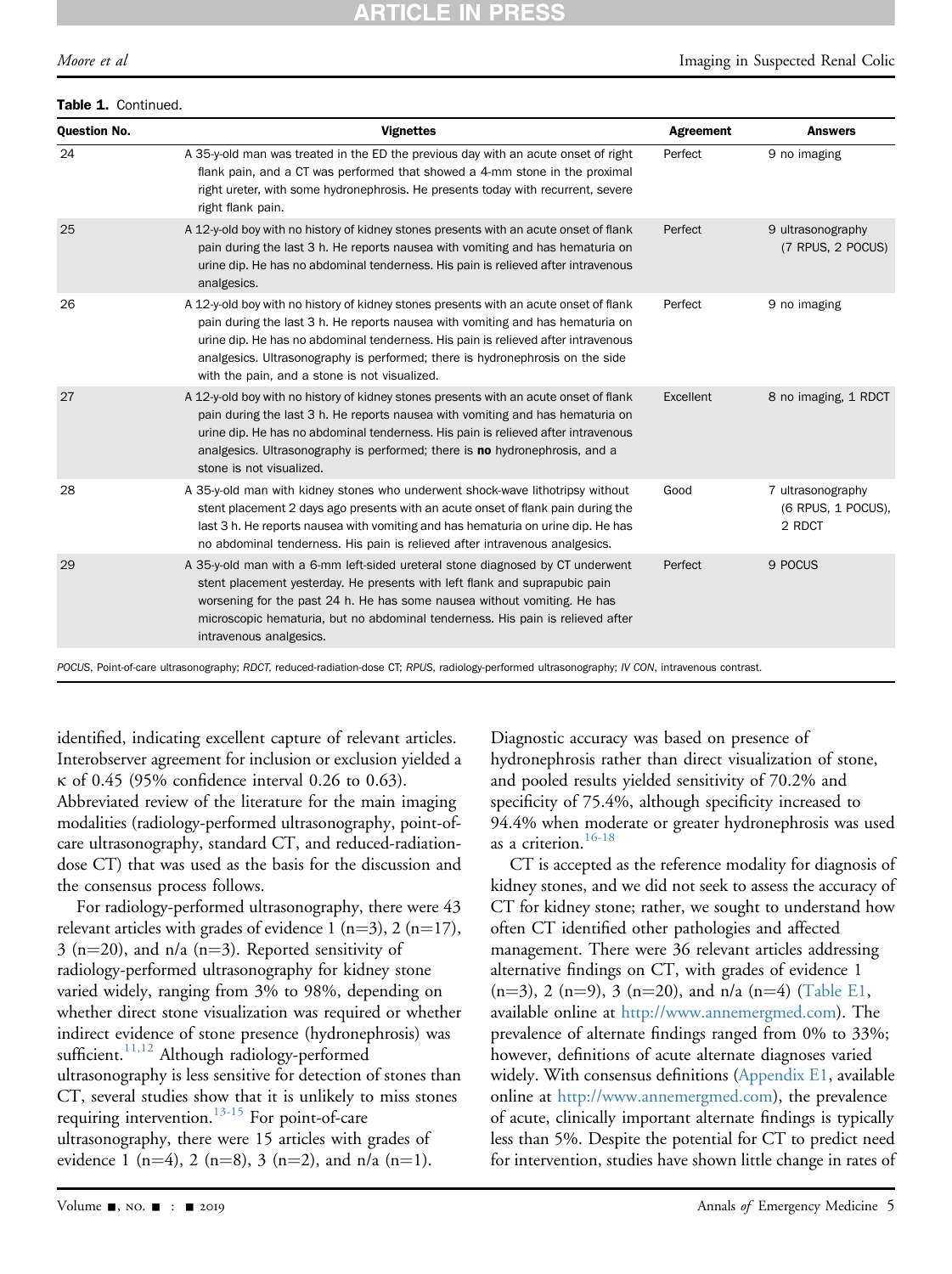**Table 1.** Continued.

| Question No. | Vignettes | Agreement | Answers |
|---|---|---|---|
| 24 | A 35-y-old man was treated in the ED the previous day with an acute onset of right flank pain, and a CT was performed that showed a 4-mm stone in the proximal right ureter, with some hydronephrosis. He presents today with recurrent, severe right flank pain. | Perfect | 9 no imaging |
| 25 | A 12-y-old boy with no history of kidney stones presents with an acute onset of flank pain during the last 3 h. He reports nausea with vomiting and has hematuria on urine dip. He has no abdominal tenderness. His pain is relieved after intravenous analgesics. | Perfect | 9 ultrasonography (7 RPUS, 2 POCUS) |
| 26 | A 12-y-old boy with no history of kidney stones presents with an acute onset of flank pain during the last 3 h. He reports nausea with vomiting and has hematuria on urine dip. He has no abdominal tenderness. His pain is relieved after intravenous analgesics. Ultrasonography is performed; there is hydronephrosis on the side with the pain, and a stone is not visualized. | Perfect | 9 no imaging |
| 27 | A 12-y-old boy with no history of kidney stones presents with an acute onset of flank pain during the last 3 h. He reports nausea with vomiting and has hematuria on urine dip. He has no abdominal tenderness. His pain is relieved after intravenous analgesics. Ultrasonography is performed; there is **no** hydronephrosis, and a stone is not visualized. | Excellent | 8 no imaging, 1 RDCT |
| 28 | A 35-y-old man with kidney stones who underwent shock-wave lithotripsy without stent placement 2 days ago presents with an acute onset of flank pain during the last 3 h. He reports nausea with vomiting and has hematuria on urine dip. He has no abdominal tenderness. His pain is relieved after intravenous analgesics. | Good | 7 ultrasonography (6 RPUS, 1 POCUS), 2 RDCT |
| 29 | A 35-y-old man with a 6-mm left-sided ureteral stone diagnosed by CT underwent stent placement yesterday. He presents with left flank and suprapubic pain worsening for the past 24 h. He has some nausea without vomiting. He has microscopic hematuria, but no abdominal tenderness. His pain is relieved after intravenous analgesics. | Perfect | 9 POCUS |

*POCUS*, Point-of-care ultrasonography; *RDCT*, reduced-radiation-dose CT; *RPUS*, radiology-performed ultrasonography; *IV CON*, intravenous contrast.

identified, indicating excellent capture of relevant articles. Interobserver agreement for inclusion or exclusion yielded a κ of 0.45 (95% confidence interval 0.26 to 0.63). Abbreviated review of the literature for the main imaging modalities (radiology-performed ultrasonography, point-of-care ultrasonography, standard CT, and reduced-radiation-dose CT) that was used as the basis for the discussion and the consensus process follows.

For radiology-performed ultrasonography, there were 43 relevant articles with grades of evidence 1 (n=3), 2 (n=17), 3 (n=20), and n/a (n=3). Reported sensitivity of radiology-performed ultrasonography for kidney stone varied widely, ranging from 3% to 98%, depending on whether direct stone visualization was required or whether indirect evidence of stone presence (hydronephrosis) was sufficient.[11,12] Although radiology-performed ultrasonography is less sensitive for detection of stones than CT, several studies show that it is unlikely to miss stones requiring intervention.[13-15] For point-of-care ultrasonography, there were 15 articles with grades of evidence 1 (n=4), 2 (n=8), 3 (n=2), and n/a (n=1). Diagnostic accuracy was based on presence of hydronephrosis rather than direct visualization of stone, and pooled results yielded sensitivity of 70.2% and specificity of 75.4%, although specificity increased to 94.4% when moderate or greater hydronephrosis was used as a criterion.[16-18]

CT is accepted as the reference modality for diagnosis of kidney stones, and we did not seek to assess the accuracy of CT for kidney stone; rather, we sought to understand how often CT identified other pathologies and affected management. There were 36 relevant articles addressing alternative findings on CT, with grades of evidence 1 (n=3), 2 (n=9), 3 (n=20), and n/a (n=4) (Table E1, available online at http://www.annemergmed.com). The prevalence of alternate findings ranged from 0% to 33%; however, definitions of acute alternate diagnoses varied widely. With consensus definitions (Appendix E1, available online at http://www.annemergmed.com), the prevalence of acute, clinically important alternate findings is typically less than 5%. Despite the potential for CT to predict need for intervention, studies have shown little change in rates of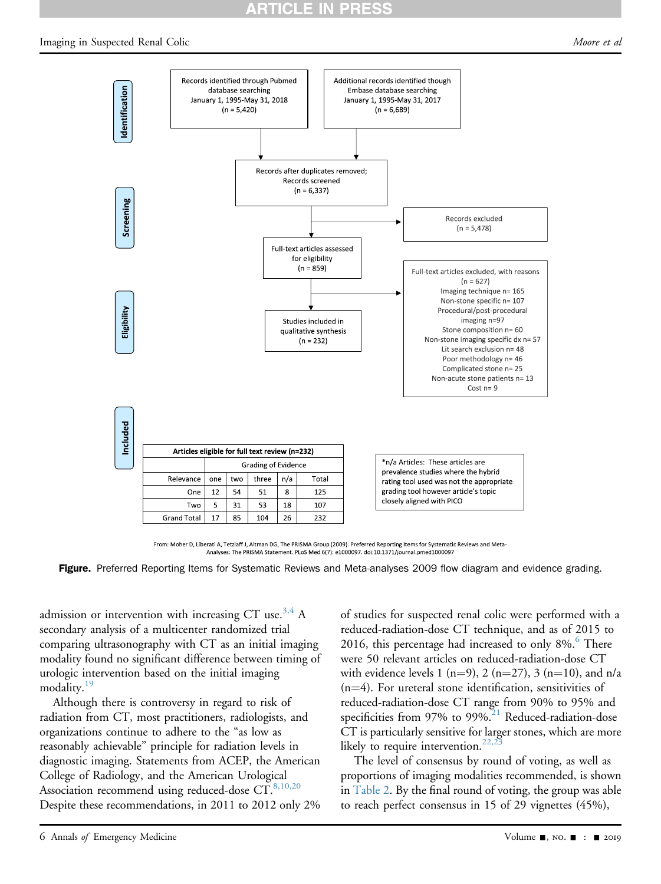**Identification**

Records identified through Pubmed database searching January 1, 1995-May 31, 2018 (n = 5,420)

Additional records identified though Embase database searching January 1, 1995-May 31, 2017 (n = 6,689)

**Screening**

Records after duplicates removed; Records screened (n = 6,337)

Records excluded (n = 5,478)

**Eligibility**

Full-text articles assessed for eligibility (n = 859)

Full-text articles excluded, with reasons (n = 627)
Imaging technique n= 165
Non-stone specific n= 107
Procedural/post-procedural imaging n=97
Stone composition n= 60
Non-stone imaging specific dx n= 57
Lit search exclusion n= 48
Poor methodology n= 46
Complicated stone n= 25
Non-acute stone patients n= 13
Cost n= 9

Studies included in qualitative synthesis (n = 232)

**Included**

| Articles eligible for full text review (n=232) | | | | | |
|---|---|---|---|---|---|
| | Grading of Evidence | | | | |
| Relevance | one | two | three | n/a | Total |
| One | 12 | 54 | 51 | 8 | 125 |
| Two | 5 | 31 | 53 | 18 | 107 |
| Grand Total | 17 | 85 | 104 | 26 | 232 |

*n/a Articles: These articles are prevalence studies where the hybrid rating tool used was not the appropriate grading tool however article's topic closely aligned with PICO

From: Moher D, Liberati A, Tetzlaff J, Altman DG, The PRISMA Group (2009). Preferred Reporting Items for Systematic Reviews and Meta-Analyses: The PRISMA Statement. PLoS Med 6(7): e1000097. doi:10.1371/journal.pmed1000097

**Figure.** Preferred Reporting Items for Systematic Reviews and Meta-analyses 2009 flow diagram and evidence grading.

admission or intervention with increasing CT use.[3,4] A secondary analysis of a multicenter randomized trial comparing ultrasonography with CT as an initial imaging modality found no significant difference between timing of urologic intervention based on the initial imaging modality.[19]

Although there is controversy in regard to risk of radiation from CT, most practitioners, radiologists, and organizations continue to adhere to the "as low as reasonably achievable" principle for radiation levels in diagnostic imaging. Statements from ACEP, the American College of Radiology, and the American Urological Association recommend using reduced-dose CT.[8,10,20] Despite these recommendations, in 2011 to 2012 only 2% of studies for suspected renal colic were performed with a reduced-radiation-dose CT technique, and as of 2015 to 2016, this percentage had increased to only 8%.[6] There were 50 relevant articles on reduced-radiation-dose CT with evidence levels 1 (n=9), 2 (n=27), 3 (n=10), and n/a (n=4). For ureteral stone identification, sensitivities of reduced-radiation-dose CT range from 90% to 95% and specificities from 97% to 99%.[21] Reduced-radiation-dose CT is particularly sensitive for larger stones, which are more likely to require intervention.[22,23]

The level of consensus by round of voting, as well as proportions of imaging modalities recommended, is shown in Table 2. By the final round of voting, the group was able to reach perfect consensus in 15 of 29 vignettes (45%),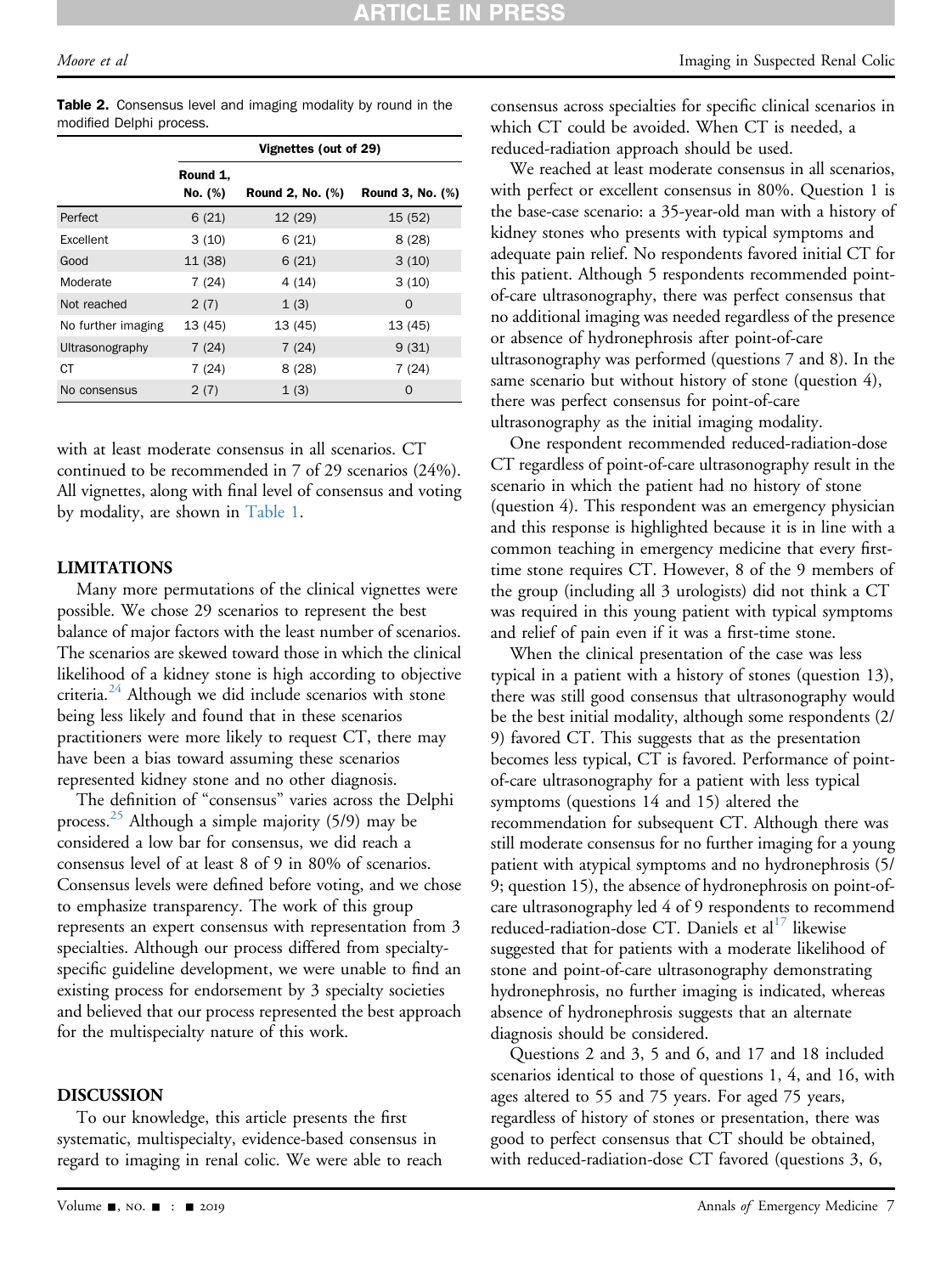**Table 2.** Consensus level and imaging modality by round in the modified Delphi process.

| | Vignettes (out of 29) | | |
|---|---|---|---|
| | Round 1, No. (%) | Round 2, No. (%) | Round 3, No. (%) |
| Perfect | 6 (21) | 12 (29) | 15 (52) |
| Excellent | 3 (10) | 6 (21) | 8 (28) |
| Good | 11 (38) | 6 (21) | 3 (10) |
| Moderate | 7 (24) | 4 (14) | 3 (10) |
| Not reached | 2 (7) | 1 (3) | 0 |
| No further imaging | 13 (45) | 13 (45) | 13 (45) |
| Ultrasonography | 7 (24) | 7 (24) | 9 (31) |
| CT | 7 (24) | 8 (28) | 7 (24) |
| No consensus | 2 (7) | 1 (3) | 0 |

with at least moderate consensus in all scenarios. CT continued to be recommended in 7 of 29 scenarios (24%). All vignettes, along with final level of consensus and voting by modality, are shown in Table 1.

## LIMITATIONS

Many more permutations of the clinical vignettes were possible. We chose 29 scenarios to represent the best balance of major factors with the least number of scenarios. The scenarios are skewed toward those in which the clinical likelihood of a kidney stone is high according to objective criteria.[24] Although we did include scenarios with stone being less likely and found that in these scenarios practitioners were more likely to request CT, there may have been a bias toward assuming these scenarios represented kidney stone and no other diagnosis.

The definition of "consensus" varies across the Delphi process.[25] Although a simple majority (5/9) may be considered a low bar for consensus, we did reach a consensus level of at least 8 of 9 in 80% of scenarios. Consensus levels were defined before voting, and we chose to emphasize transparency. The work of this group represents an expert consensus with representation from 3 specialties. Although our process differed from specialty-specific guideline development, we were unable to find an existing process for endorsement by 3 specialty societies and believed that our process represented the best approach for the multispecialty nature of this work.

## DISCUSSION

To our knowledge, this article presents the first systematic, multispecialty, evidence-based consensus in regard to imaging in renal colic. We were able to reach consensus across specialties for specific clinical scenarios in which CT could be avoided. When CT is needed, a reduced-radiation approach should be used.

We reached at least moderate consensus in all scenarios, with perfect or excellent consensus in 80%. Question 1 is the base-case scenario: a 35-year-old man with a history of kidney stones who presents with typical symptoms and adequate pain relief. No respondents favored initial CT for this patient. Although 5 respondents recommended point-of-care ultrasonography, there was perfect consensus that no additional imaging was needed regardless of the presence or absence of hydronephrosis after point-of-care ultrasonography was performed (questions 7 and 8). In the same scenario but without history of stone (question 4), there was perfect consensus for point-of-care ultrasonography as the initial imaging modality.

One respondent recommended reduced-radiation-dose CT regardless of point-of-care ultrasonography result in the scenario in which the patient had no history of stone (question 4). This respondent was an emergency physician and this response is highlighted because it is in line with a common teaching in emergency medicine that every first-time stone requires CT. However, 8 of the 9 members of the group (including all 3 urologists) did not think a CT was required in this young patient with typical symptoms and relief of pain even if it was a first-time stone.

When the clinical presentation of the case was less typical in a patient with a history of stones (question 13), there was still good consensus that ultrasonography would be the best initial modality, although some respondents (2/9) favored CT. This suggests that as the presentation becomes less typical, CT is favored. Performance of point-of-care ultrasonography for a patient with less typical symptoms (questions 14 and 15) altered the recommendation for subsequent CT. Although there was still moderate consensus for no further imaging for a young patient with atypical symptoms and no hydronephrosis (5/9; question 15), the absence of hydronephrosis on point-of-care ultrasonography led 4 of 9 respondents to recommend reduced-radiation-dose CT. Daniels et al[17] likewise suggested that for patients with a moderate likelihood of stone and point-of-care ultrasonography demonstrating hydronephrosis, no further imaging is indicated, whereas absence of hydronephrosis suggests that an alternate diagnosis should be considered.

Questions 2 and 3, 5 and 6, and 17 and 18 included scenarios identical to those of questions 1, 4, and 16, with ages altered to 55 and 75 years. For aged 75 years, regardless of history of stones or presentation, there was good to perfect consensus that CT should be obtained, with reduced-radiation-dose CT favored (questions 3, 6,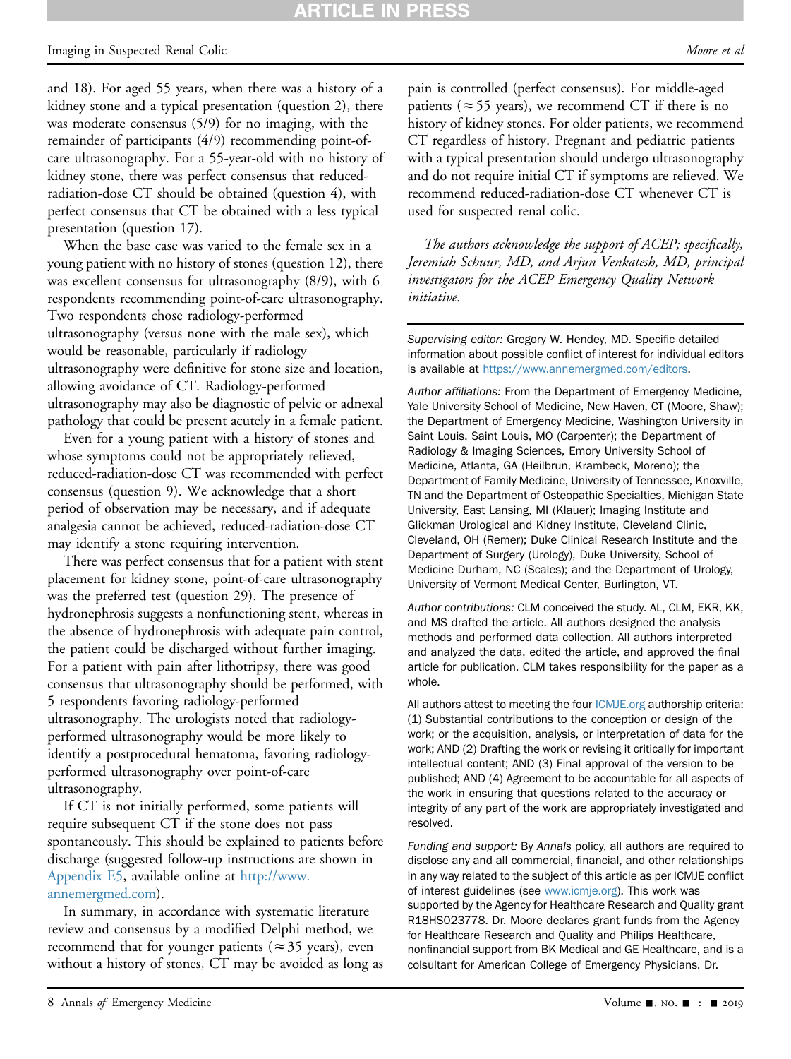and 18). For aged 55 years, when there was a history of a kidney stone and a typical presentation (question 2), there was moderate consensus (5/9) for no imaging, with the remainder of participants (4/9) recommending point-of-care ultrasonography. For a 55-year-old with no history of kidney stone, there was perfect consensus that reduced-radiation-dose CT should be obtained (question 4), with perfect consensus that CT be obtained with a less typical presentation (question 17).

When the base case was varied to the female sex in a young patient with no history of stones (question 12), there was excellent consensus for ultrasonography (8/9), with 6 respondents recommending point-of-care ultrasonography. Two respondents chose radiology-performed ultrasonography (versus none with the male sex), which would be reasonable, particularly if radiology ultrasonography were definitive for stone size and location, allowing avoidance of CT. Radiology-performed ultrasonography may also be diagnostic of pelvic or adnexal pathology that could be present acutely in a female patient.

Even for a young patient with a history of stones and whose symptoms could not be appropriately relieved, reduced-radiation-dose CT was recommended with perfect consensus (question 9). We acknowledge that a short period of observation may be necessary, and if adequate analgesia cannot be achieved, reduced-radiation-dose CT may identify a stone requiring intervention.

There was perfect consensus that for a patient with stent placement for kidney stone, point-of-care ultrasonography was the preferred test (question 29). The presence of hydronephrosis suggests a nonfunctioning stent, whereas in the absence of hydronephrosis with adequate pain control, the patient could be discharged without further imaging. For a patient with pain after lithotripsy, there was good consensus that ultrasonography should be performed, with 5 respondents favoring radiology-performed ultrasonography. The urologists noted that radiology-performed ultrasonography would be more likely to identify a postprocedural hematoma, favoring radiology-performed ultrasonography over point-of-care ultrasonography.

If CT is not initially performed, some patients will require subsequent CT if the stone does not pass spontaneously. This should be explained to patients before discharge (suggested follow-up instructions are shown in Appendix E5, available online at http://www.annemergmed.com).

In summary, in accordance with systematic literature review and consensus by a modified Delphi method, we recommend that for younger patients ($\approx$35 years), even without a history of stones, CT may be avoided as long as pain is controlled (perfect consensus). For middle-aged patients ($\approx$55 years), we recommend CT if there is no history of kidney stones. For older patients, we recommend CT regardless of history. Pregnant and pediatric patients with a typical presentation should undergo ultrasonography and do not require initial CT if symptoms are relieved. We recommend reduced-radiation-dose CT whenever CT is used for suspected renal colic.

*The authors acknowledge the support of ACEP; specifically, Jeremiah Schuur, MD, and Arjun Venkatesh, MD, principal investigators for the ACEP Emergency Quality Network initiative.*

*Supervising editor:* Gregory W. Hendey, MD. Specific detailed information about possible conflict of interest for individual editors is available at https://www.annemergmed.com/editors.

*Author affiliations:* From the Department of Emergency Medicine, Yale University School of Medicine, New Haven, CT (Moore, Shaw); the Department of Emergency Medicine, Washington University in Saint Louis, Saint Louis, MO (Carpenter); the Department of Radiology & Imaging Sciences, Emory University School of Medicine, Atlanta, GA (Heilbrun, Krambeck, Moreno); the Department of Family Medicine, University of Tennessee, Knoxville, TN and the Department of Osteopathic Specialties, Michigan State University, East Lansing, MI (Klauer); Imaging Institute and Glickman Urological and Kidney Institute, Cleveland Clinic, Cleveland, OH (Remer); Duke Clinical Research Institute and the Department of Surgery (Urology), Duke University, School of Medicine Durham, NC (Scales); and the Department of Urology, University of Vermont Medical Center, Burlington, VT.

*Author contributions:* CLM conceived the study. AL, CLM, EKR, KK, and MS drafted the article. All authors designed the analysis methods and performed data collection. All authors interpreted and analyzed the data, edited the article, and approved the final article for publication. CLM takes responsibility for the paper as a whole.

All authors attest to meeting the four ICMJE.org authorship criteria: (1) Substantial contributions to the conception or design of the work; or the acquisition, analysis, or interpretation of data for the work; AND (2) Drafting the work or revising it critically for important intellectual content; AND (3) Final approval of the version to be published; AND (4) Agreement to be accountable for all aspects of the work in ensuring that questions related to the accuracy or integrity of any part of the work are appropriately investigated and resolved.

*Funding and support:* By *Annals* policy, all authors are required to disclose any and all commercial, financial, and other relationships in any way related to the subject of this article as per ICMJE conflict of interest guidelines (see www.icmje.org). This work was supported by the Agency for Healthcare Research and Quality grant R18HS023778. Dr. Moore declares grant funds from the Agency for Healthcare Research and Quality and Philips Healthcare, nonfinancial support from BK Medical and GE Healthcare, and is a colsultant for American College of Emergency Physicians. Dr.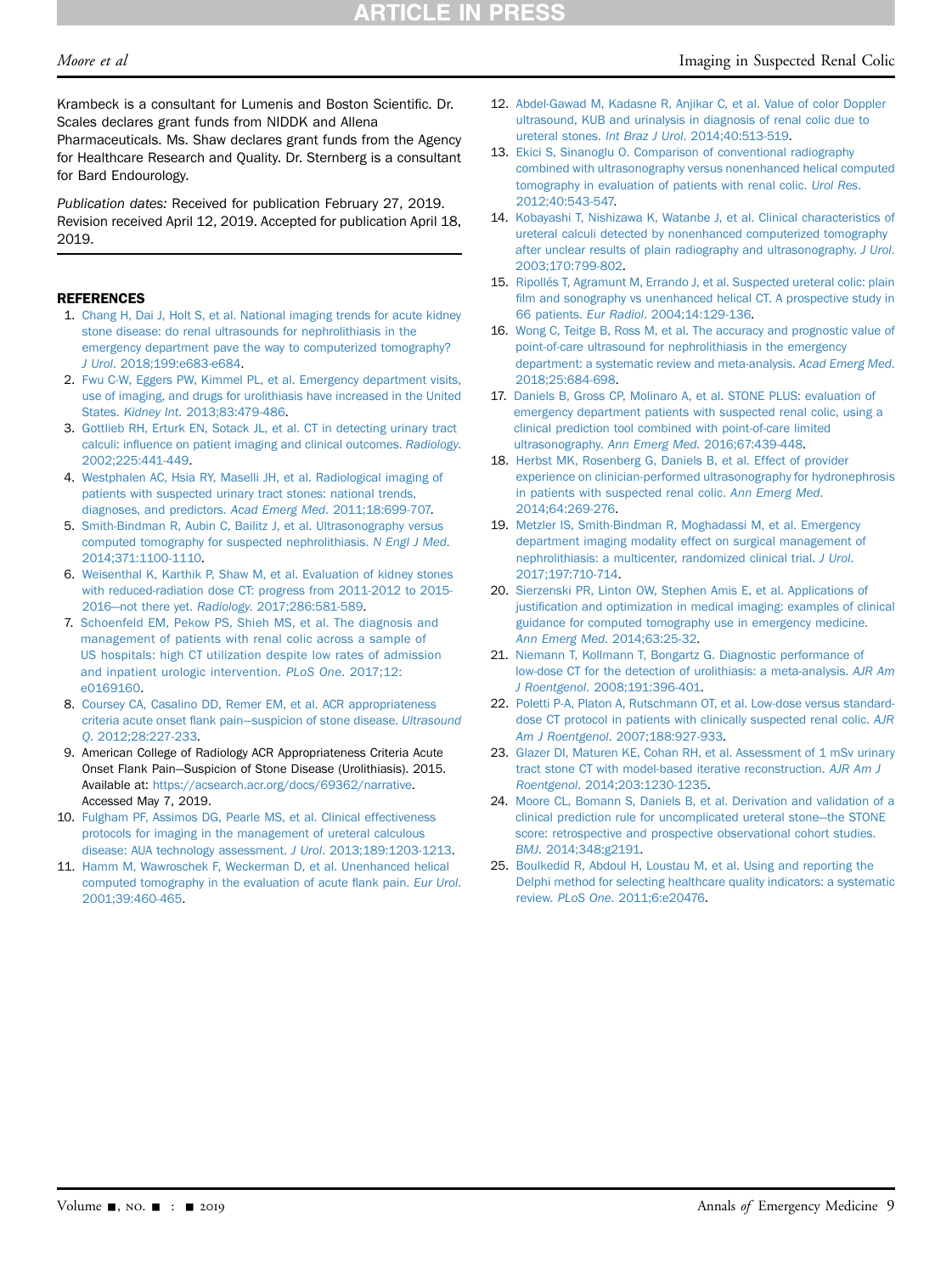Krambeck is a consultant for Lumenis and Boston Scientific. Dr. Scales declares grant funds from NIDDK and Allena Pharmaceuticals. Ms. Shaw declares grant funds from the Agency for Healthcare Research and Quality. Dr. Sternberg is a consultant for Bard Endourology.

*Publication dates:* Received for publication February 27, 2019. Revision received April 12, 2019. Accepted for publication April 18, 2019.

## REFERENCES

1. Chang H, Dai J, Holt S, et al. National imaging trends for acute kidney stone disease: do renal ultrasounds for nephrolithiasis in the emergency department pave the way to computerized tomography? *J Urol*. 2018;199:e683-e684.
2. Fwu C-W, Eggers PW, Kimmel PL, et al. Emergency department visits, use of imaging, and drugs for urolithiasis have increased in the United States. *Kidney Int*. 2013;83:479-486.
3. Gottlieb RH, Erturk EN, Sotack JL, et al. CT in detecting urinary tract calculi: influence on patient imaging and clinical outcomes. *Radiology*. 2002;225:441-449.
4. Westphalen AC, Hsia RY, Maselli JH, et al. Radiological imaging of patients with suspected urinary tract stones: national trends, diagnoses, and predictors. *Acad Emerg Med*. 2011;18:699-707.
5. Smith-Bindman R, Aubin C, Bailitz J, et al. Ultrasonography versus computed tomography for suspected nephrolithiasis. *N Engl J Med*. 2014;371:1100-1110.
6. Weisenthal K, Karthik P, Shaw M, et al. Evaluation of kidney stones with reduced-radiation dose CT: progress from 2011-2012 to 2015-2016—not there yet. *Radiology*. 2017;286:581-589.
7. Schoenfeld EM, Pekow PS, Shieh MS, et al. The diagnosis and management of patients with renal colic across a sample of US hospitals: high CT utilization despite low rates of admission and inpatient urologic intervention. *PLoS One*. 2017;12:e0169160.
8. Coursey CA, Casalino DD, Remer EM, et al. ACR appropriateness criteria acute onset flank pain—suspicion of stone disease. *Ultrasound Q*. 2012;28:227-233.
9. American College of Radiology ACR Appropriateness Criteria Acute Onset Flank Pain—Suspicion of Stone Disease (Urolithiasis). 2015. Available at: https://acsearch.acr.org/docs/69362/narrative. Accessed May 7, 2019.
10. Fulgham PF, Assimos DG, Pearle MS, et al. Clinical effectiveness protocols for imaging in the management of ureteral calculous disease: AUA technology assessment. *J Urol*. 2013;189:1203-1213.
11. Hamm M, Wawroschek F, Weckerman D, et al. Unenhanced helical computed tomography in the evaluation of acute flank pain. *Eur Urol*. 2001;39:460-465.
12. Abdel-Gawad M, Kadasne R, Anjikar C, et al. Value of color Doppler ultrasound, KUB and urinalysis in diagnosis of renal colic due to ureteral stones. *Int Braz J Urol*. 2014;40:513-519.
13. Ekici S, Sinanoglu O. Comparison of conventional radiography combined with ultrasonography versus nonenhanced helical computed tomography in evaluation of patients with renal colic. *Urol Res*. 2012;40:543-547.
14. Kobayashi T, Nishizawa K, Watanbe J, et al. Clinical characteristics of ureteral calculi detected by nonenhanced computerized tomography after unclear results of plain radiography and ultrasonography. *J Urol*. 2003;170:799-802.
15. Ripollés T, Agramunt M, Errando J, et al. Suspected ureteral colic: plain film and sonography vs unenhanced helical CT. A prospective study in 66 patients. *Eur Radiol*. 2004;14:129-136.
16. Wong C, Teitge B, Ross M, et al. The accuracy and prognostic value of point-of-care ultrasound for nephrolithiasis in the emergency department: a systematic review and meta-analysis. *Acad Emerg Med*. 2018;25:684-698.
17. Daniels B, Gross CP, Molinaro A, et al. STONE PLUS: evaluation of emergency department patients with suspected renal colic, using a clinical prediction tool combined with point-of-care limited ultrasonography. *Ann Emerg Med*. 2016;67:439-448.
18. Herbst MK, Rosenberg G, Daniels B, et al. Effect of provider experience on clinician-performed ultrasonography for hydronephrosis in patients with suspected renal colic. *Ann Emerg Med*. 2014;64:269-276.
19. Metzler IS, Smith-Bindman R, Moghadassi M, et al. Emergency department imaging modality effect on surgical management of nephrolithiasis: a multicenter, randomized clinical trial. *J Urol*. 2017;197:710-714.
20. Sierzenski PR, Linton OW, Stephen Amis E, et al. Applications of justification and optimization in medical imaging: examples of clinical guidance for computed tomography use in emergency medicine. *Ann Emerg Med*. 2014;63:25-32.
21. Niemann T, Kollmann T, Bongartz G. Diagnostic performance of low-dose CT for the detection of urolithiasis: a meta-analysis. *AJR Am J Roentgenol*. 2008;191:396-401.
22. Poletti P-A, Platon A, Rutschmann OT, et al. Low-dose versus standard-dose CT protocol in patients with clinically suspected renal colic. *AJR Am J Roentgenol*. 2007;188:927-933.
23. Glazer DI, Maturen KE, Cohan RH, et al. Assessment of 1 mSv urinary tract stone CT with model-based iterative reconstruction. *AJR Am J Roentgenol*. 2014;203:1230-1235.
24. Moore CL, Bomann S, Daniels B, et al. Derivation and validation of a clinical prediction rule for uncomplicated ureteral stone—the STONE score: retrospective and prospective observational cohort studies. *BMJ*. 2014;348:g2191.
25. Boulkedid R, Abdoul H, Loustau M, et al. Using and reporting the Delphi method for selecting healthcare quality indicators: a systematic review. *PLoS One*. 2011;6:e20476.